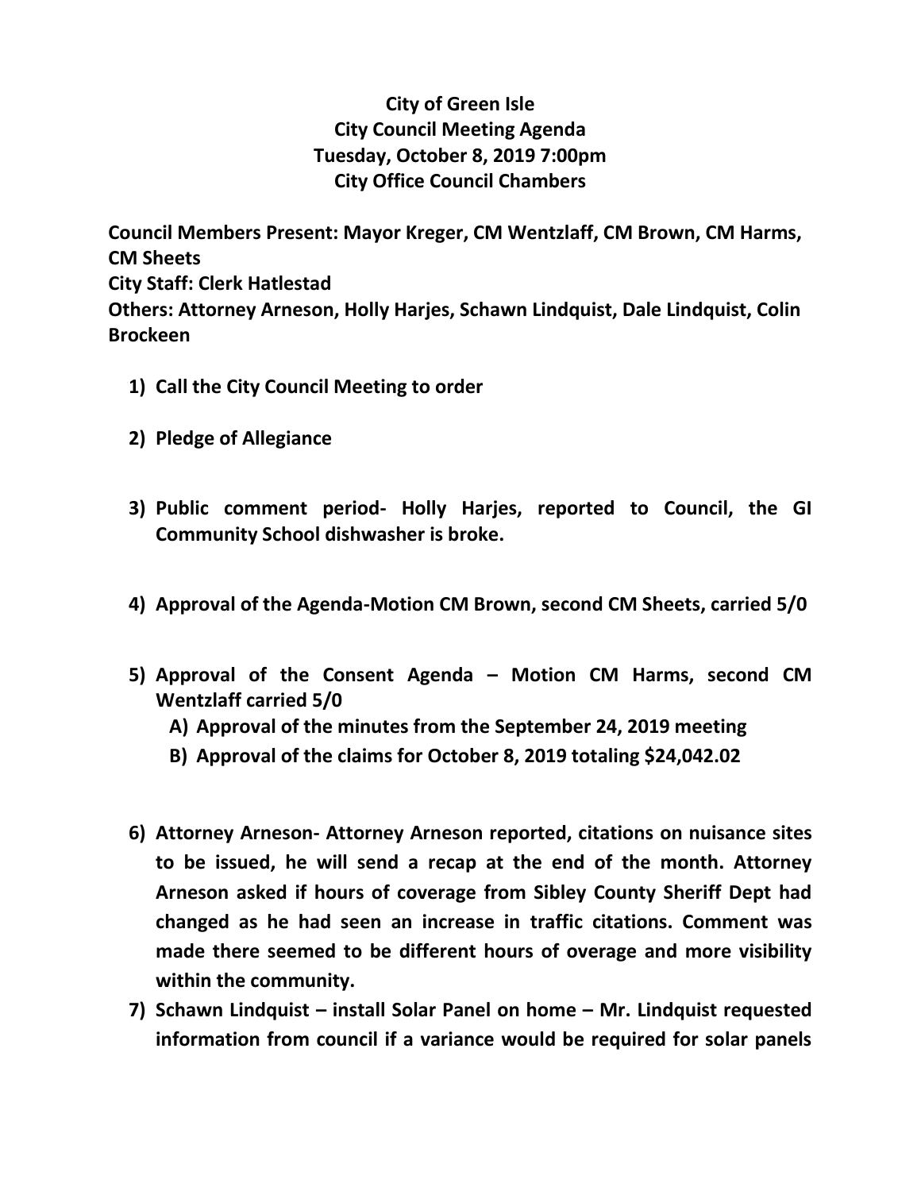# City of Green Isle
## City Council Meeting Agenda
## Tuesday, October 8, 2019 7:00pm
## City Office Council Chambers

**Council Members Present: Mayor Kreger, CM Wentzlaff, CM Brown, CM Harms, CM Sheets**
**City Staff: Clerk Hatlestad**
**Others: Attorney Arneson, Holly Harjes, Schawn Lindquist, Dale Lindquist, Colin Brockeen**

1) **Call the City Council Meeting to order**
2) **Pledge of Allegiance**
3) **Public comment period- Holly Harjes, reported to Council, the GI Community School dishwasher is broke.**
4) **Approval of the Agenda-Motion CM Brown, second CM Sheets, carried 5/0**
5) **Approval of the Consent Agenda – Motion CM Harms, second CM Wentzlaff carried 5/0**
   - A) **Approval of the minutes from the September 24, 2019 meeting**
   - B) **Approval of the claims for October 8, 2019 totaling $24,042.02**
6) **Attorney Arneson- Attorney Arneson reported, citations on nuisance sites to be issued, he will send a recap at the end of the month. Attorney Arneson asked if hours of coverage from Sibley County Sheriff Dept had changed as he had seen an increase in traffic citations. Comment was made there seemed to be different hours of overage and more visibility within the community.**
7) **Schawn Lindquist – install Solar Panel on home – Mr. Lindquist requested information from council if a variance would be required for solar panels**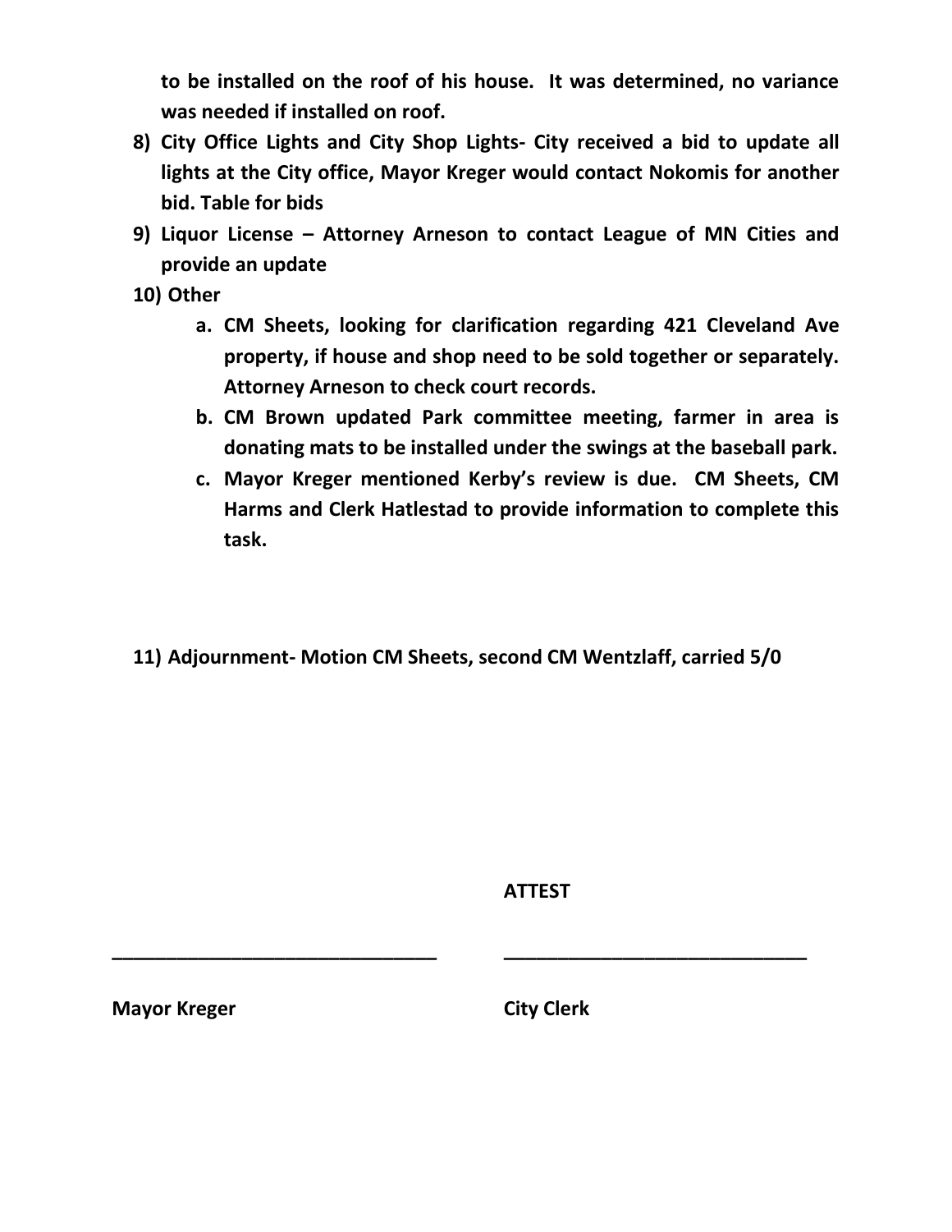**to be installed on the roof of his house. It was determined, no variance was needed if installed on roof.**

8) **City Office Lights and City Shop Lights- City received a bid to update all lights at the City office, Mayor Kreger would contact Nokomis for another bid. Table for bids**
9) **Liquor License – Attorney Arneson to contact League of MN Cities and provide an update**
10) **Other**
    a. **CM Sheets, looking for clarification regarding 421 Cleveland Ave property, if house and shop need to be sold together or separately. Attorney Arneson to check court records.**
    b. **CM Brown updated Park committee meeting, farmer in area is donating mats to be installed under the swings at the baseball park.**
    c. **Mayor Kreger mentioned Kerby's review is due. CM Sheets, CM Harms and Clerk Hatlestad to provide information to complete this task.**

11) **Adjournment- Motion CM Sheets, second CM Wentzlaff, carried 5/0**

**ATTEST**

\_\_\_\_\_\_\_\_\_\_\_\_\_\_\_\_\_\_\_\_\_\_\_\_\_\_\_\_\_\_ \_\_\_\_\_\_\_\_\_\_\_\_\_\_\_\_\_\_\_\_\_\_\_\_\_\_\_\_\_\_

**Mayor Kreger** **City Clerk**